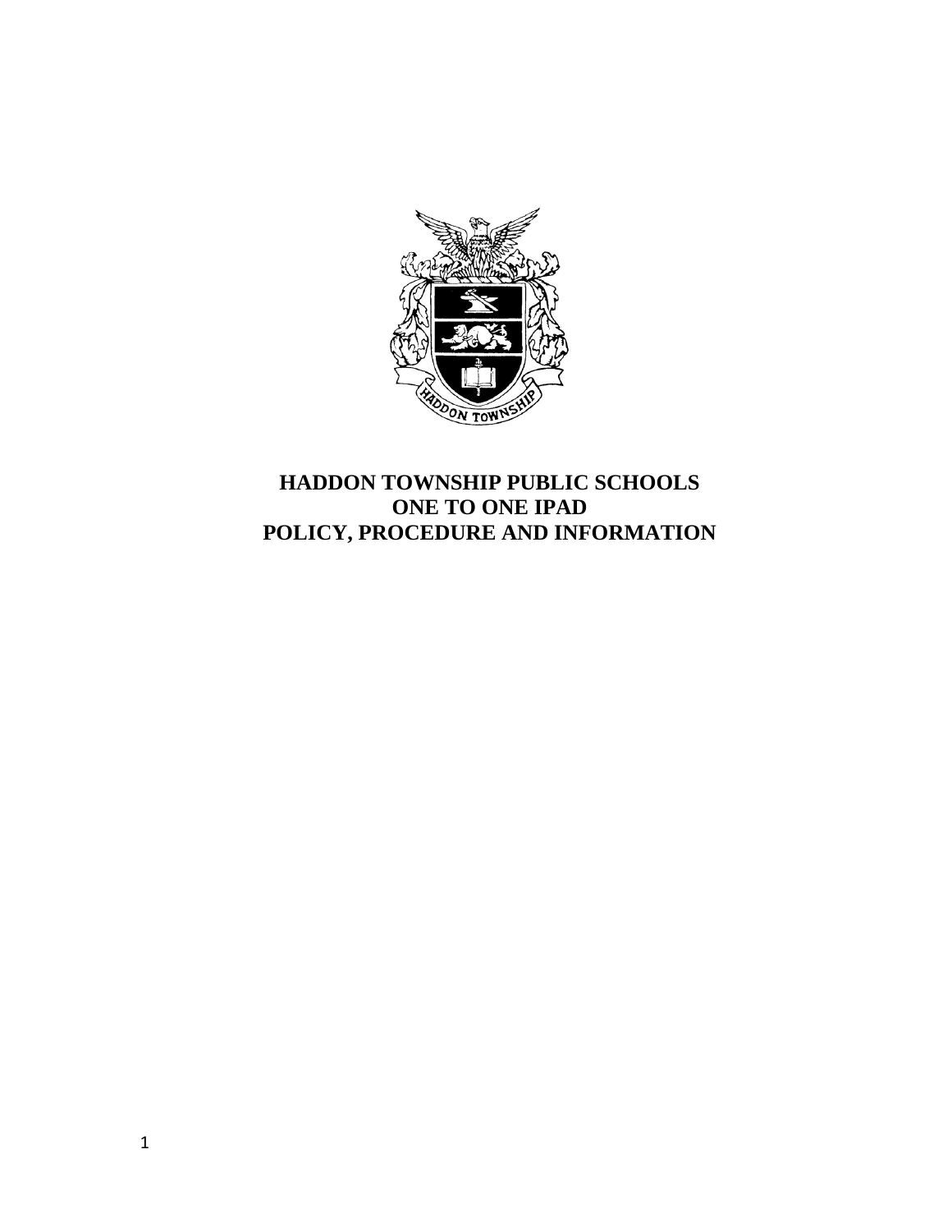# HADDON TOWNSHIP PUBLIC SCHOOLS
# ONE TO ONE IPAD
# POLICY, PROCEDURE AND INFORMATION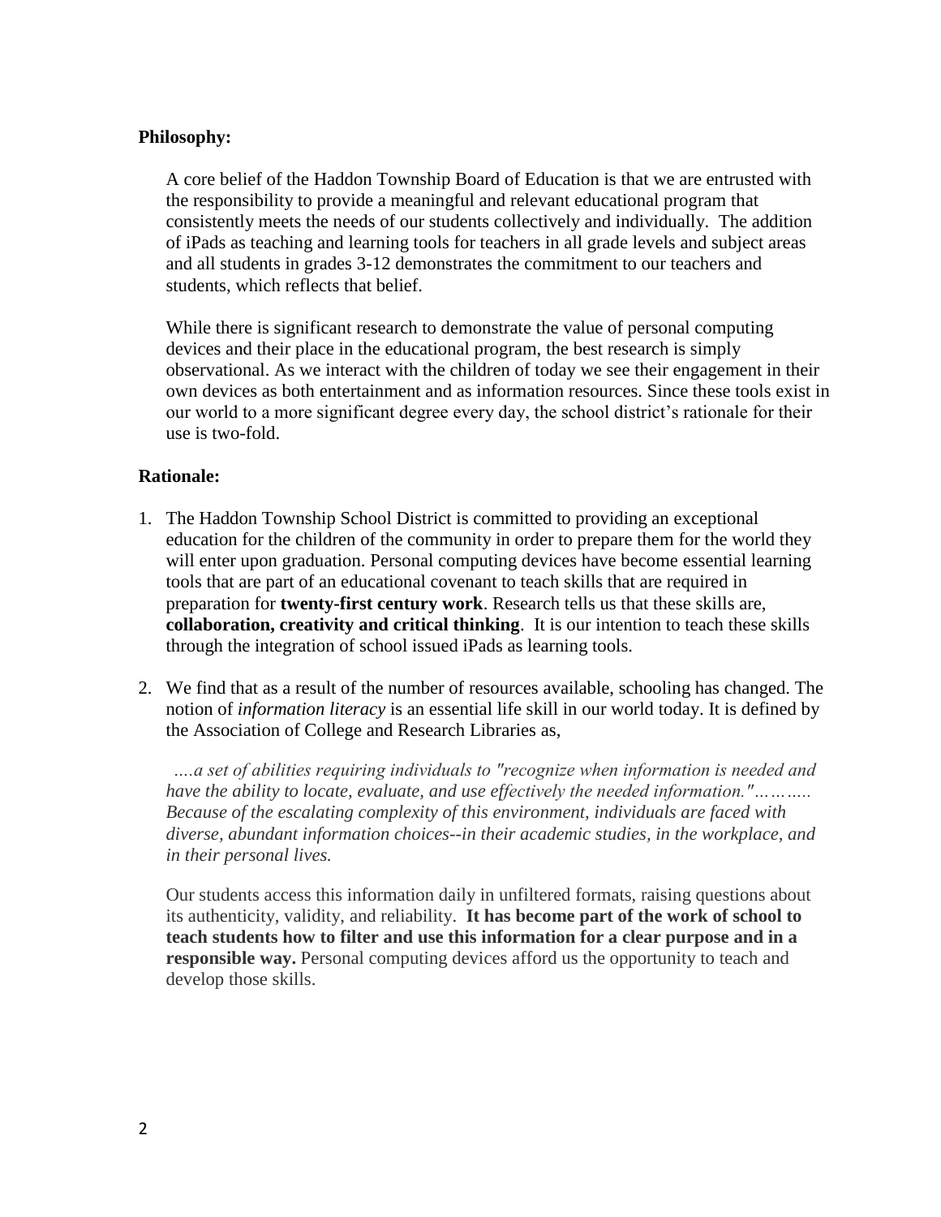**Philosophy:**

A core belief of the Haddon Township Board of Education is that we are entrusted with the responsibility to provide a meaningful and relevant educational program that consistently meets the needs of our students collectively and individually. The addition of iPads as teaching and learning tools for teachers in all grade levels and subject areas and all students in grades 3-12 demonstrates the commitment to our teachers and students, which reflects that belief.

While there is significant research to demonstrate the value of personal computing devices and their place in the educational program, the best research is simply observational. As we interact with the children of today we see their engagement in their own devices as both entertainment and as information resources. Since these tools exist in our world to a more significant degree every day, the school district's rationale for their use is two-fold.

**Rationale:**

1. The Haddon Township School District is committed to providing an exceptional education for the children of the community in order to prepare them for the world they will enter upon graduation. Personal computing devices have become essential learning tools that are part of an educational covenant to teach skills that are required in preparation for **twenty-first century work**. Research tells us that these skills are, **collaboration, creativity and critical thinking**. It is our intention to teach these skills through the integration of school issued iPads as learning tools.

2. We find that as a result of the number of resources available, schooling has changed. The notion of *information literacy* is an essential life skill in our world today. It is defined by the Association of College and Research Libraries as,

   *….a set of abilities requiring individuals to "recognize when information is needed and have the ability to locate, evaluate, and use effectively the needed information."……….. Because of the escalating complexity of this environment, individuals are faced with diverse, abundant information choices--in their academic studies, in the workplace, and in their personal lives.*

   Our students access this information daily in unfiltered formats, raising questions about its authenticity, validity, and reliability. **It has become part of the work of school to teach students how to filter and use this information for a clear purpose and in a responsible way.** Personal computing devices afford us the opportunity to teach and develop those skills.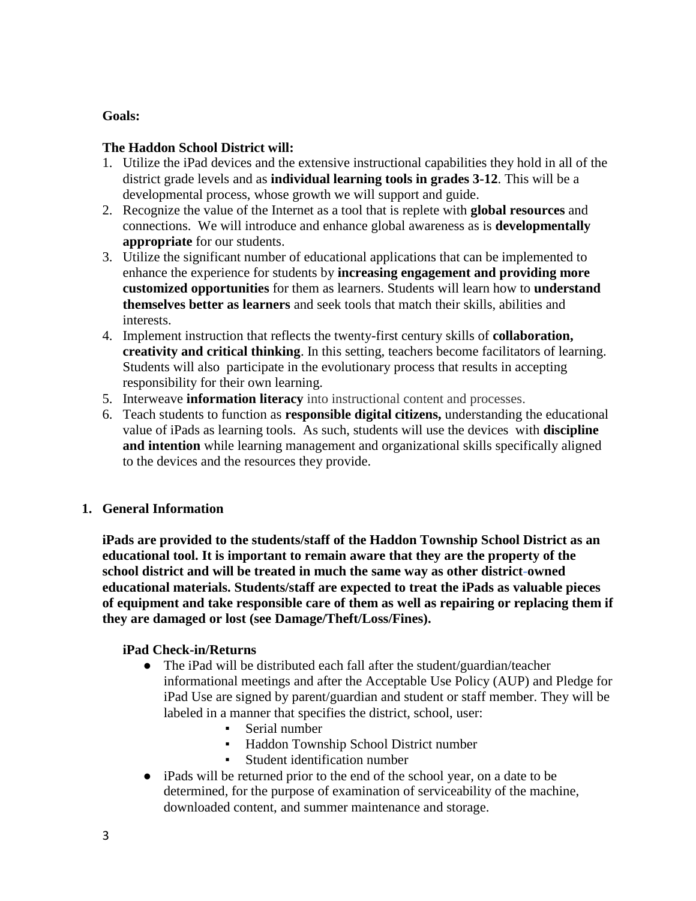**Goals:**

**The Haddon School District will:**

1. Utilize the iPad devices and the extensive instructional capabilities they hold in all of the district grade levels and as **individual learning tools in grades 3-12**. This will be a developmental process, whose growth we will support and guide.
2. Recognize the value of the Internet as a tool that is replete with **global resources** and connections. We will introduce and enhance global awareness as is **developmentally appropriate** for our students.
3. Utilize the significant number of educational applications that can be implemented to enhance the experience for students by **increasing engagement and providing more customized opportunities** for them as learners. Students will learn how to **understand themselves better as learners** and seek tools that match their skills, abilities and interests.
4. Implement instruction that reflects the twenty-first century skills of **collaboration, creativity and critical thinking**. In this setting, teachers become facilitators of learning. Students will also participate in the evolutionary process that results in accepting responsibility for their own learning.
5. Interweave **information literacy** into instructional content and processes.
6. Teach students to function as **responsible digital citizens,** understanding the educational value of iPads as learning tools. As such, students will use the devices with **discipline and intention** while learning management and organizational skills specifically aligned to the devices and the resources they provide.

## 1. General Information

**iPads are provided to the students/staff of the Haddon Township School District as an educational tool. It is important to remain aware that they are the property of the school district and will be treated in much the same way as other district-owned educational materials. Students/staff are expected to treat the iPads as valuable pieces of equipment and take responsible care of them as well as repairing or replacing them if they are damaged or lost (see Damage/Theft/Loss/Fines).**

**iPad Check-in/Returns**

- The iPad will be distributed each fall after the student/guardian/teacher informational meetings and after the Acceptable Use Policy (AUP) and Pledge for iPad Use are signed by parent/guardian and student or staff member. They will be labeled in a manner that specifies the district, school, user:
    - Serial number
    - Haddon Township School District number
    - Student identification number
- iPads will be returned prior to the end of the school year, on a date to be determined, for the purpose of examination of serviceability of the machine, downloaded content, and summer maintenance and storage.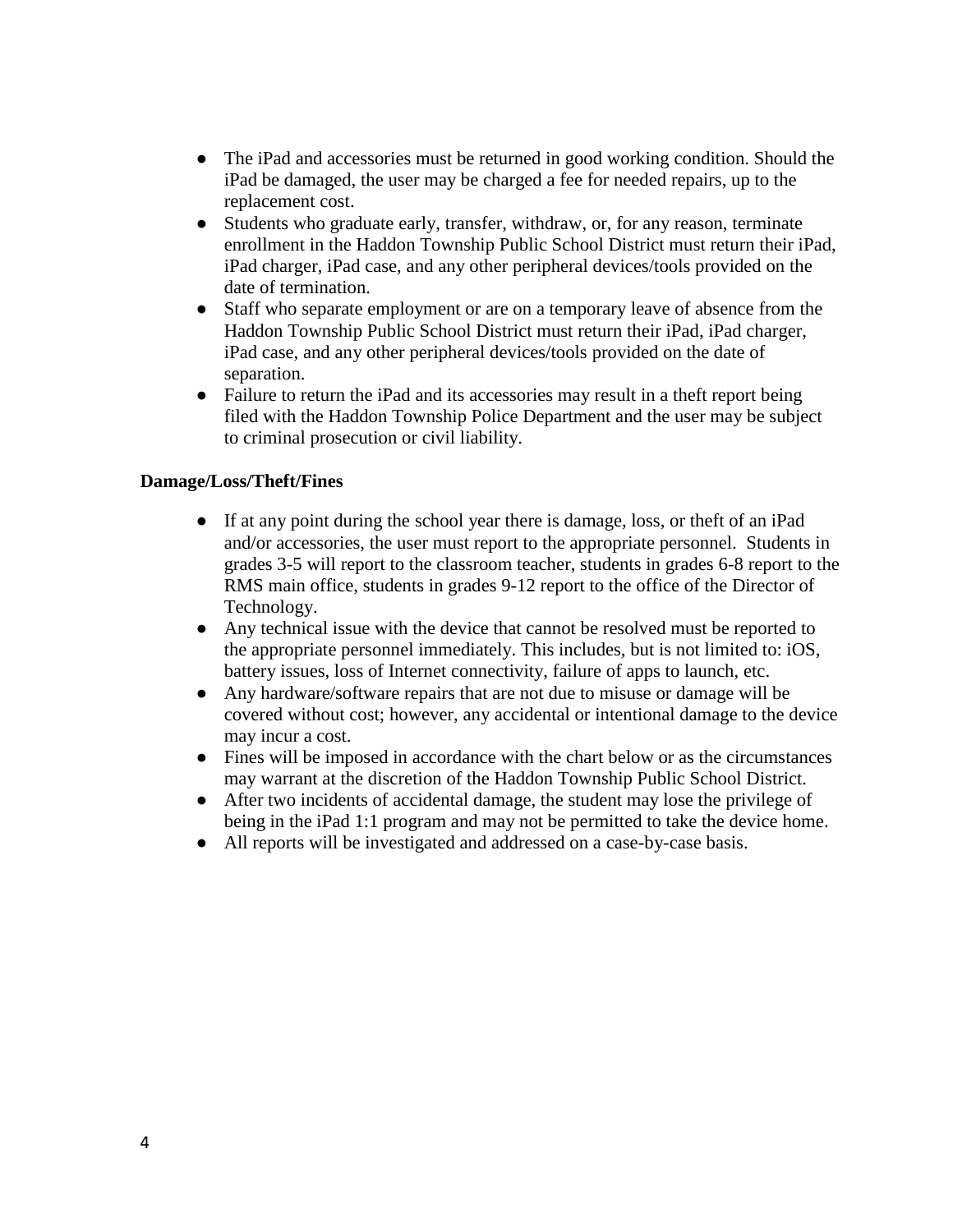- The iPad and accessories must be returned in good working condition. Should the iPad be damaged, the user may be charged a fee for needed repairs, up to the replacement cost.
- Students who graduate early, transfer, withdraw, or, for any reason, terminate enrollment in the Haddon Township Public School District must return their iPad, iPad charger, iPad case, and any other peripheral devices/tools provided on the date of termination.
- Staff who separate employment or are on a temporary leave of absence from the Haddon Township Public School District must return their iPad, iPad charger, iPad case, and any other peripheral devices/tools provided on the date of separation.
- Failure to return the iPad and its accessories may result in a theft report being filed with the Haddon Township Police Department and the user may be subject to criminal prosecution or civil liability.

**Damage/Loss/Theft/Fines**

- If at any point during the school year there is damage, loss, or theft of an iPad and/or accessories, the user must report to the appropriate personnel. Students in grades 3-5 will report to the classroom teacher, students in grades 6-8 report to the RMS main office, students in grades 9-12 report to the office of the Director of Technology.
- Any technical issue with the device that cannot be resolved must be reported to the appropriate personnel immediately. This includes, but is not limited to: iOS, battery issues, loss of Internet connectivity, failure of apps to launch, etc.
- Any hardware/software repairs that are not due to misuse or damage will be covered without cost; however, any accidental or intentional damage to the device may incur a cost.
- Fines will be imposed in accordance with the chart below or as the circumstances may warrant at the discretion of the Haddon Township Public School District.
- After two incidents of accidental damage, the student may lose the privilege of being in the iPad 1:1 program and may not be permitted to take the device home.
- All reports will be investigated and addressed on a case-by-case basis.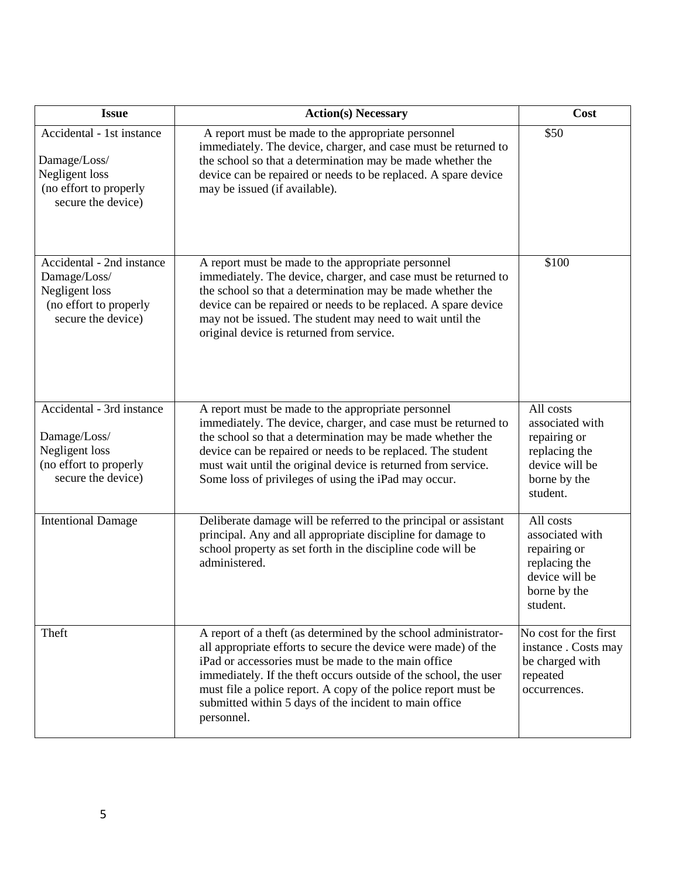| Issue | Action(s) Necessary | Cost |
|---|---|---|
| Accidental - 1st instance<br><br>Damage/Loss/<br>Negligent loss<br>(no effort to properly secure the device) | A report must be made to the appropriate personnel immediately. The device, charger, and case must be returned to the school so that a determination may be made whether the device can be repaired or needs to be replaced. A spare device may be issued (if available). | \$50 |
| Accidental - 2nd instance<br>Damage/Loss/<br>Negligent loss<br>(no effort to properly secure the device) | A report must be made to the appropriate personnel immediately. The device, charger, and case must be returned to the school so that a determination may be made whether the device can be repaired or needs to be replaced. A spare device may not be issued. The student may need to wait until the original device is returned from service. | \$100 |
| Accidental - 3rd instance<br><br>Damage/Loss/<br>Negligent loss<br>(no effort to properly secure the device) | A report must be made to the appropriate personnel immediately. The device, charger, and case must be returned to the school so that a determination may be made whether the device can be repaired or needs to be replaced. The student must wait until the original device is returned from service. Some loss of privileges of using the iPad may occur. | All costs associated with repairing or replacing the device will be borne by the student. |
| Intentional Damage | Deliberate damage will be referred to the principal or assistant principal. Any and all appropriate discipline for damage to school property as set forth in the discipline code will be administered. | All costs associated with repairing or replacing the device will be borne by the student. |
| Theft | A report of a theft (as determined by the school administrator- all appropriate efforts to secure the device were made) of the iPad or accessories must be made to the main office immediately. If the theft occurs outside of the school, the user must file a police report. A copy of the police report must be submitted within 5 days of the incident to main office personnel. | No cost for the first instance . Costs may be charged with repeated occurrences. |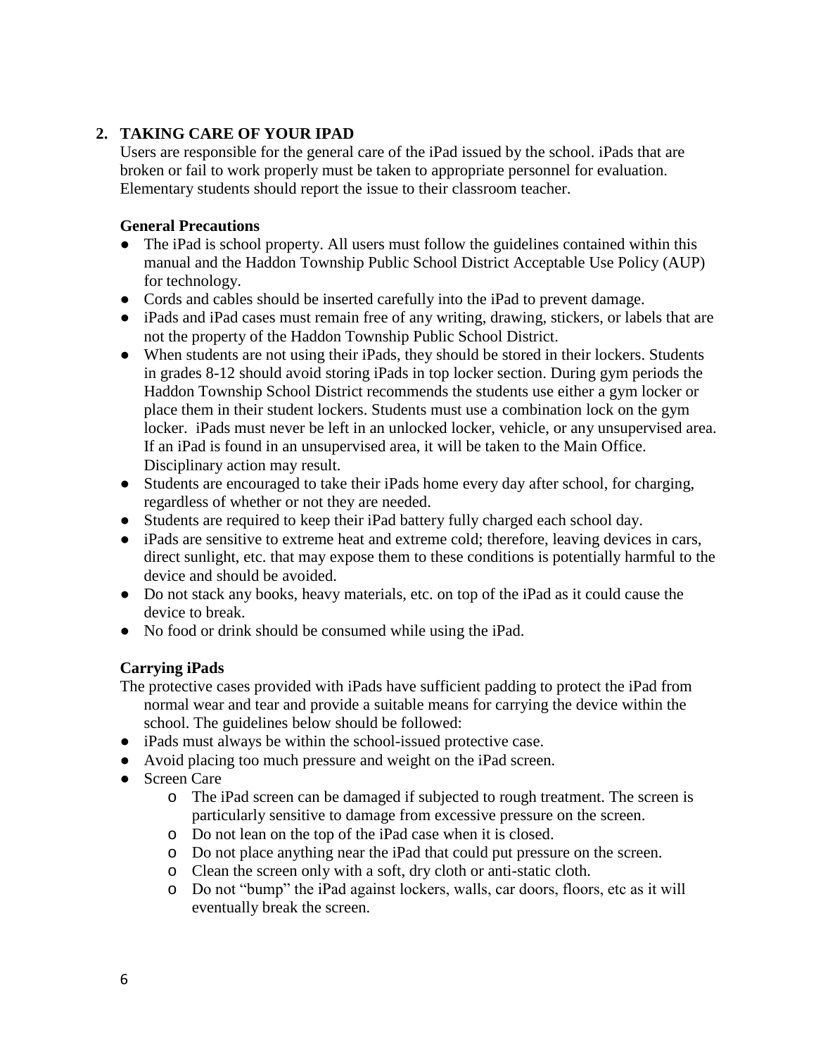## 2. TAKING CARE OF YOUR IPAD

Users are responsible for the general care of the iPad issued by the school. iPads that are broken or fail to work properly must be taken to appropriate personnel for evaluation. Elementary students should report the issue to their classroom teacher.

### General Precautions

- The iPad is school property. All users must follow the guidelines contained within this manual and the Haddon Township Public School District Acceptable Use Policy (AUP) for technology.
- Cords and cables should be inserted carefully into the iPad to prevent damage.
- iPads and iPad cases must remain free of any writing, drawing, stickers, or labels that are not the property of the Haddon Township Public School District.
- When students are not using their iPads, they should be stored in their lockers. Students in grades 8-12 should avoid storing iPads in top locker section. During gym periods the Haddon Township School District recommends the students use either a gym locker or place them in their student lockers. Students must use a combination lock on the gym locker. iPads must never be left in an unlocked locker, vehicle, or any unsupervised area. If an iPad is found in an unsupervised area, it will be taken to the Main Office. Disciplinary action may result.
- Students are encouraged to take their iPads home every day after school, for charging, regardless of whether or not they are needed.
- Students are required to keep their iPad battery fully charged each school day.
- iPads are sensitive to extreme heat and extreme cold; therefore, leaving devices in cars, direct sunlight, etc. that may expose them to these conditions is potentially harmful to the device and should be avoided.
- Do not stack any books, heavy materials, etc. on top of the iPad as it could cause the device to break.
- No food or drink should be consumed while using the iPad.

### Carrying iPads

The protective cases provided with iPads have sufficient padding to protect the iPad from normal wear and tear and provide a suitable means for carrying the device within the school. The guidelines below should be followed:

- iPads must always be within the school-issued protective case.
- Avoid placing too much pressure and weight on the iPad screen.
- Screen Care
  - The iPad screen can be damaged if subjected to rough treatment. The screen is particularly sensitive to damage from excessive pressure on the screen.
  - Do not lean on the top of the iPad case when it is closed.
  - Do not place anything near the iPad that could put pressure on the screen.
  - Clean the screen only with a soft, dry cloth or anti-static cloth.
  - Do not "bump" the iPad against lockers, walls, car doors, floors, etc as it will eventually break the screen.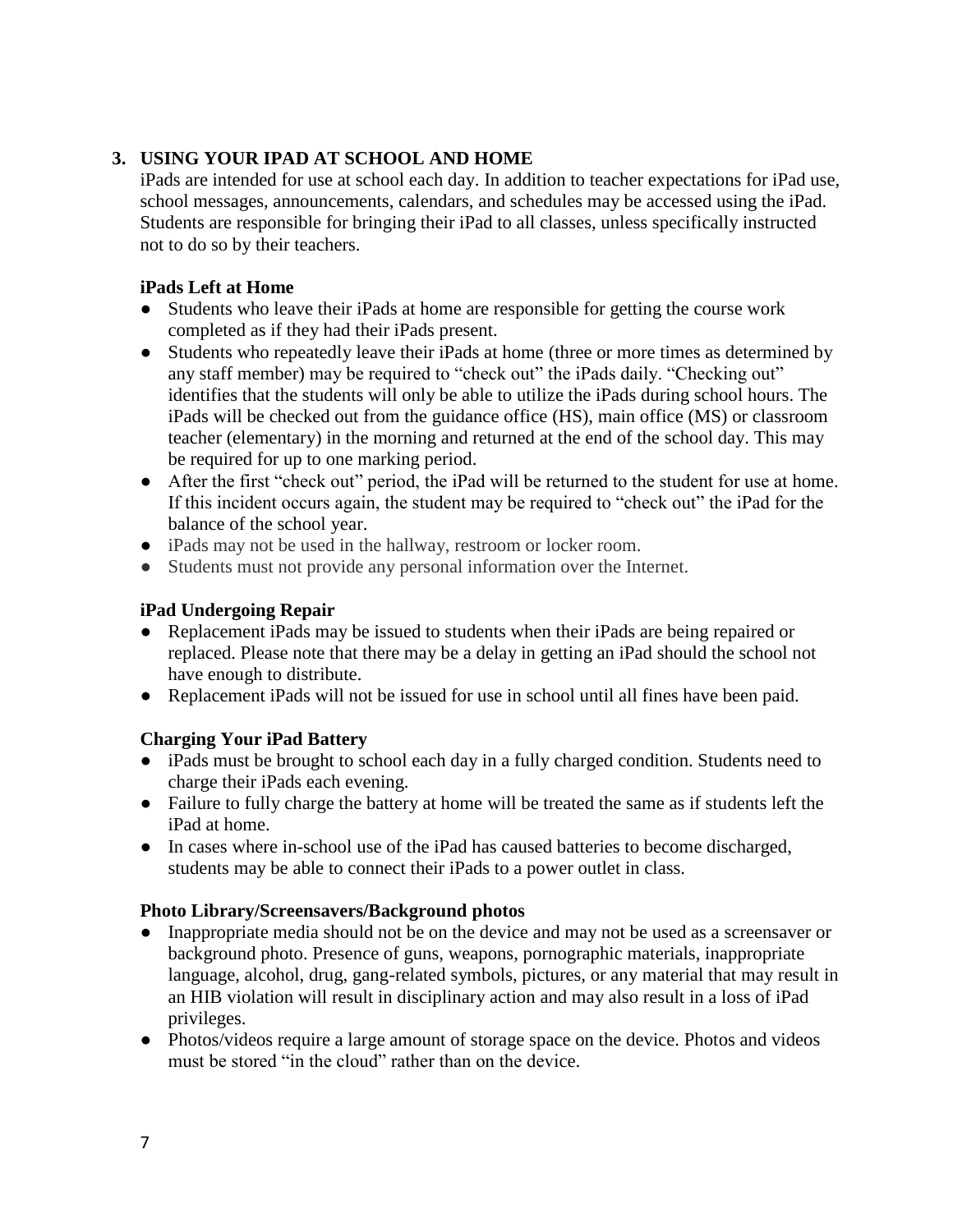## 3. USING YOUR IPAD AT SCHOOL AND HOME

iPads are intended for use at school each day. In addition to teacher expectations for iPad use, school messages, announcements, calendars, and schedules may be accessed using the iPad. Students are responsible for bringing their iPad to all classes, unless specifically instructed not to do so by their teachers.

### iPads Left at Home

- Students who leave their iPads at home are responsible for getting the course work completed as if they had their iPads present.
- Students who repeatedly leave their iPads at home (three or more times as determined by any staff member) may be required to "check out" the iPads daily. "Checking out" identifies that the students will only be able to utilize the iPads during school hours. The iPads will be checked out from the guidance office (HS), main office (MS) or classroom teacher (elementary) in the morning and returned at the end of the school day. This may be required for up to one marking period.
- After the first "check out" period, the iPad will be returned to the student for use at home. If this incident occurs again, the student may be required to "check out" the iPad for the balance of the school year.
- iPads may not be used in the hallway, restroom or locker room.
- Students must not provide any personal information over the Internet.

### iPad Undergoing Repair

- Replacement iPads may be issued to students when their iPads are being repaired or replaced. Please note that there may be a delay in getting an iPad should the school not have enough to distribute.
- Replacement iPads will not be issued for use in school until all fines have been paid.

### Charging Your iPad Battery

- iPads must be brought to school each day in a fully charged condition. Students need to charge their iPads each evening.
- Failure to fully charge the battery at home will be treated the same as if students left the iPad at home.
- In cases where in-school use of the iPad has caused batteries to become discharged, students may be able to connect their iPads to a power outlet in class.

### Photo Library/Screensavers/Background photos

- Inappropriate media should not be on the device and may not be used as a screensaver or background photo. Presence of guns, weapons, pornographic materials, inappropriate language, alcohol, drug, gang-related symbols, pictures, or any material that may result in an HIB violation will result in disciplinary action and may also result in a loss of iPad privileges.
- Photos/videos require a large amount of storage space on the device. Photos and videos must be stored "in the cloud" rather than on the device.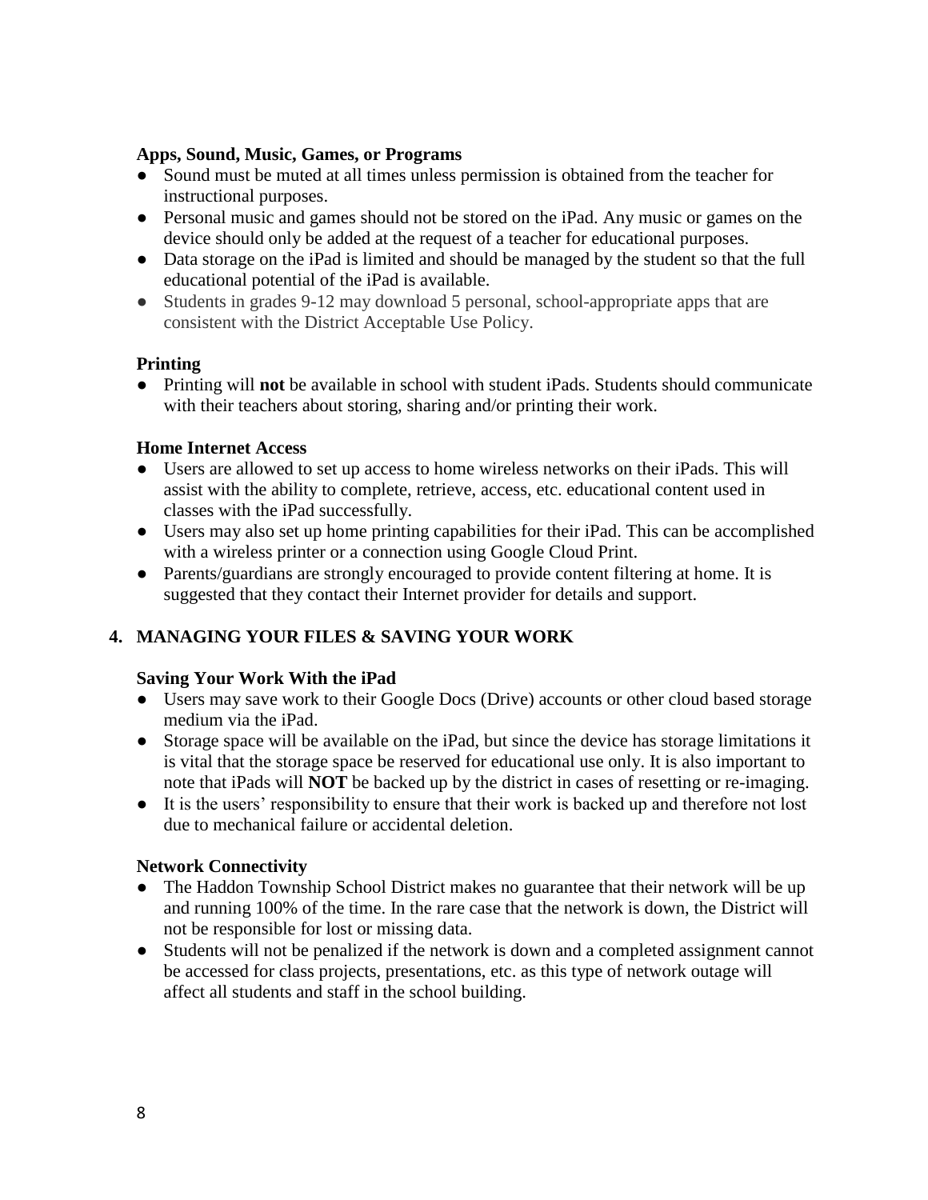**Apps, Sound, Music, Games, or Programs**

- Sound must be muted at all times unless permission is obtained from the teacher for instructional purposes.
- Personal music and games should not be stored on the iPad. Any music or games on the device should only be added at the request of a teacher for educational purposes.
- Data storage on the iPad is limited and should be managed by the student so that the full educational potential of the iPad is available.
- Students in grades 9-12 may download 5 personal, school-appropriate apps that are consistent with the District Acceptable Use Policy.

**Printing**

- Printing will **not** be available in school with student iPads. Students should communicate with their teachers about storing, sharing and/or printing their work.

**Home Internet Access**

- Users are allowed to set up access to home wireless networks on their iPads. This will assist with the ability to complete, retrieve, access, etc. educational content used in classes with the iPad successfully.
- Users may also set up home printing capabilities for their iPad. This can be accomplished with a wireless printer or a connection using Google Cloud Print.
- Parents/guardians are strongly encouraged to provide content filtering at home. It is suggested that they contact their Internet provider for details and support.

## 4. MANAGING YOUR FILES & SAVING YOUR WORK

**Saving Your Work With the iPad**

- Users may save work to their Google Docs (Drive) accounts or other cloud based storage medium via the iPad.
- Storage space will be available on the iPad, but since the device has storage limitations it is vital that the storage space be reserved for educational use only. It is also important to note that iPads will **NOT** be backed up by the district in cases of resetting or re-imaging.
- It is the users' responsibility to ensure that their work is backed up and therefore not lost due to mechanical failure or accidental deletion.

**Network Connectivity**

- The Haddon Township School District makes no guarantee that their network will be up and running 100% of the time. In the rare case that the network is down, the District will not be responsible for lost or missing data.
- Students will not be penalized if the network is down and a completed assignment cannot be accessed for class projects, presentations, etc. as this type of network outage will affect all students and staff in the school building.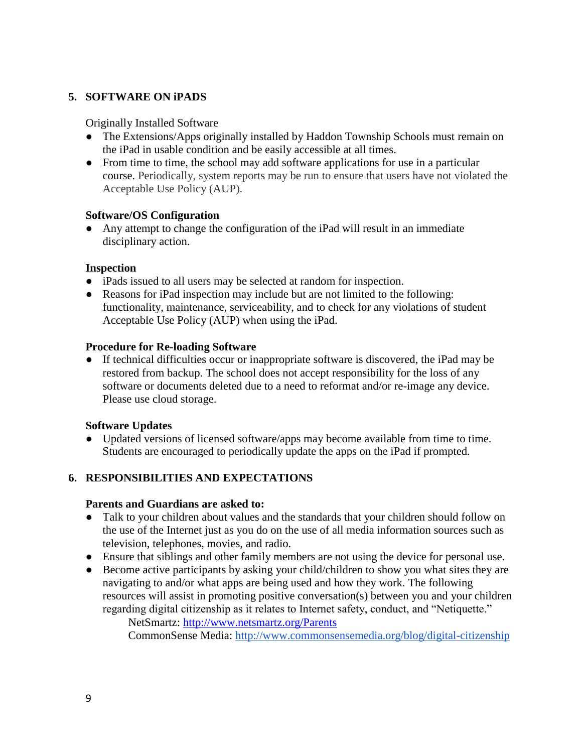## 5. SOFTWARE ON iPADS

Originally Installed Software

- The Extensions/Apps originally installed by Haddon Township Schools must remain on the iPad in usable condition and be easily accessible at all times.
- From time to time, the school may add software applications for use in a particular course. Periodically, system reports may be run to ensure that users have not violated the Acceptable Use Policy (AUP).

**Software/OS Configuration**

- Any attempt to change the configuration of the iPad will result in an immediate disciplinary action.

**Inspection**

- iPads issued to all users may be selected at random for inspection.
- Reasons for iPad inspection may include but are not limited to the following: functionality, maintenance, serviceability, and to check for any violations of student Acceptable Use Policy (AUP) when using the iPad.

**Procedure for Re-loading Software**

- If technical difficulties occur or inappropriate software is discovered, the iPad may be restored from backup. The school does not accept responsibility for the loss of any software or documents deleted due to a need to reformat and/or re-image any device. Please use cloud storage.

**Software Updates**

- Updated versions of licensed software/apps may become available from time to time. Students are encouraged to periodically update the apps on the iPad if prompted.

## 6. RESPONSIBILITIES AND EXPECTATIONS

**Parents and Guardians are asked to:**

- Talk to your children about values and the standards that your children should follow on the use of the Internet just as you do on the use of all media information sources such as television, telephones, movies, and radio.
- Ensure that siblings and other family members are not using the device for personal use.
- Become active participants by asking your child/children to show you what sites they are navigating to and/or what apps are being used and how they work. The following resources will assist in promoting positive conversation(s) between you and your children regarding digital citizenship as it relates to Internet safety, conduct, and "Netiquette."

  NetSmartz: http://www.netsmartz.org/Parents

  CommonSense Media: http://www.commonsensemedia.org/blog/digital-citizenship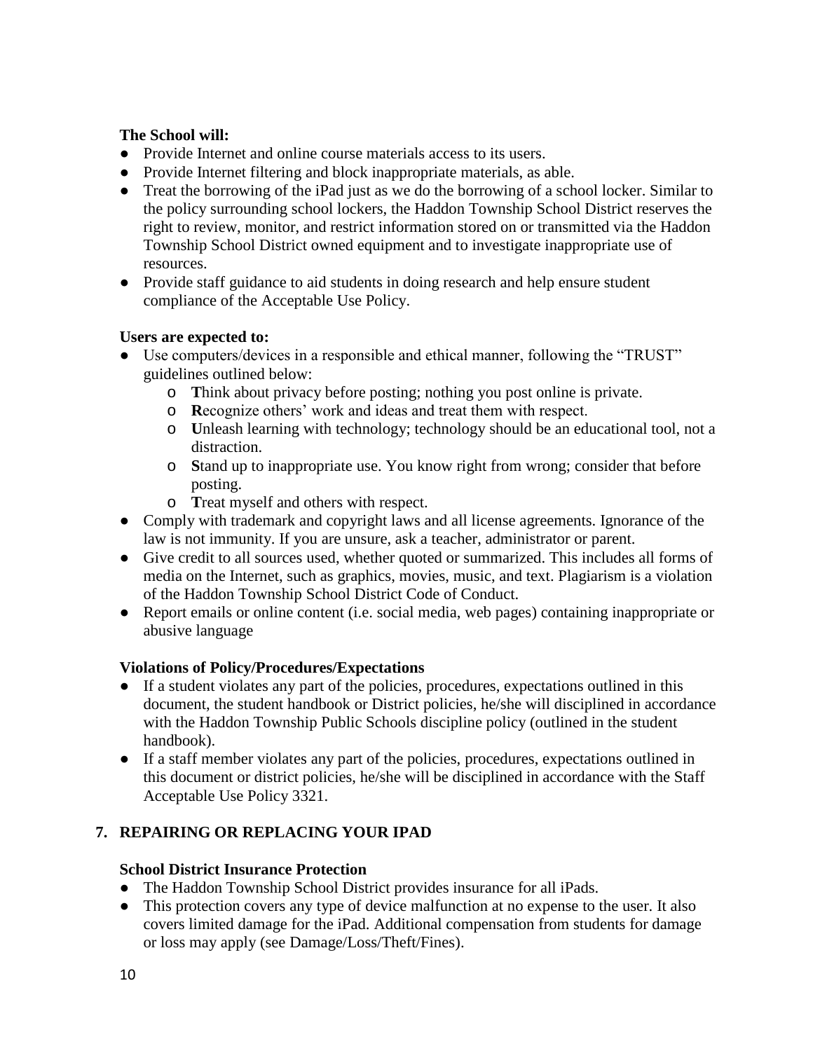**The School will:**

- Provide Internet and online course materials access to its users.
- Provide Internet filtering and block inappropriate materials, as able.
- Treat the borrowing of the iPad just as we do the borrowing of a school locker. Similar to the policy surrounding school lockers, the Haddon Township School District reserves the right to review, monitor, and restrict information stored on or transmitted via the Haddon Township School District owned equipment and to investigate inappropriate use of resources.
- Provide staff guidance to aid students in doing research and help ensure student compliance of the Acceptable Use Policy.

**Users are expected to:**

- Use computers/devices in a responsible and ethical manner, following the "TRUST" guidelines outlined below:
    - **T**hink about privacy before posting; nothing you post online is private.
    - **R**ecognize others' work and ideas and treat them with respect.
    - **U**nleash learning with technology; technology should be an educational tool, not a distraction.
    - **S**tand up to inappropriate use. You know right from wrong; consider that before posting.
    - **T**reat myself and others with respect.
- Comply with trademark and copyright laws and all license agreements. Ignorance of the law is not immunity. If you are unsure, ask a teacher, administrator or parent.
- Give credit to all sources used, whether quoted or summarized. This includes all forms of media on the Internet, such as graphics, movies, music, and text. Plagiarism is a violation of the Haddon Township School District Code of Conduct.
- Report emails or online content (i.e. social media, web pages) containing inappropriate or abusive language

**Violations of Policy/Procedures/Expectations**

- If a student violates any part of the policies, procedures, expectations outlined in this document, the student handbook or District policies, he/she will disciplined in accordance with the Haddon Township Public Schools discipline policy (outlined in the student handbook).
- If a staff member violates any part of the policies, procedures, expectations outlined in this document or district policies, he/she will be disciplined in accordance with the Staff Acceptable Use Policy 3321.

## 7. REPAIRING OR REPLACING YOUR IPAD

**School District Insurance Protection**

- The Haddon Township School District provides insurance for all iPads.
- This protection covers any type of device malfunction at no expense to the user. It also covers limited damage for the iPad. Additional compensation from students for damage or loss may apply (see Damage/Loss/Theft/Fines).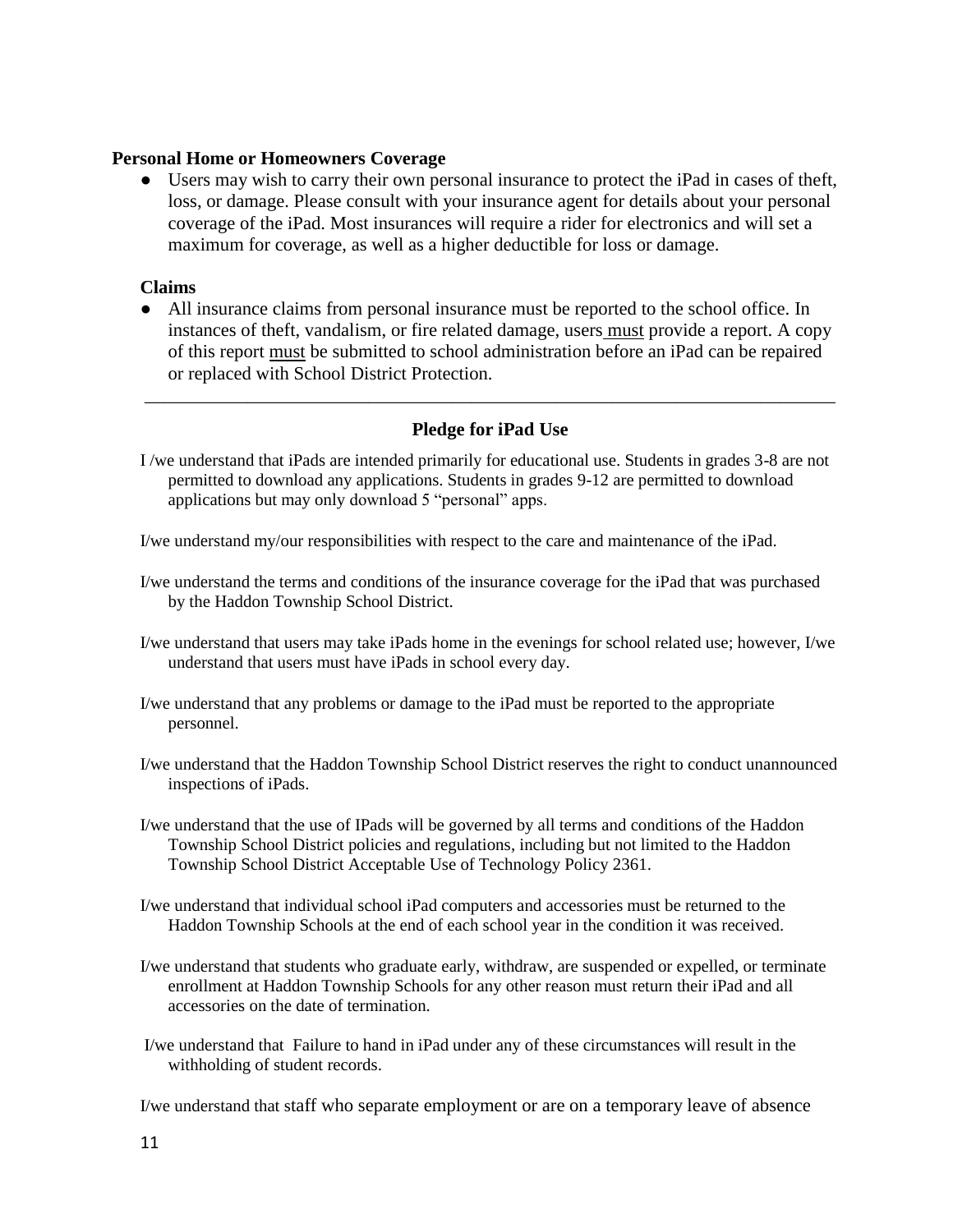**Personal Home or Homeowners Coverage**

- Users may wish to carry their own personal insurance to protect the iPad in cases of theft, loss, or damage. Please consult with your insurance agent for details about your personal coverage of the iPad. Most insurances will require a rider for electronics and will set a maximum for coverage, as well as a higher deductible for loss or damage.

**Claims**

- All insurance claims from personal insurance must be reported to the school office. In instances of theft, vandalism, or fire related damage, users must provide a report. A copy of this report must be submitted to school administration before an iPad can be repaired or replaced with School District Protection.

---

## Pledge for iPad Use

I /we understand that iPads are intended primarily for educational use. Students in grades 3-8 are not permitted to download any applications. Students in grades 9-12 are permitted to download applications but may only download 5 "personal" apps.

I/we understand my/our responsibilities with respect to the care and maintenance of the iPad.

I/we understand the terms and conditions of the insurance coverage for the iPad that was purchased by the Haddon Township School District.

I/we understand that users may take iPads home in the evenings for school related use; however, I/we understand that users must have iPads in school every day.

I/we understand that any problems or damage to the iPad must be reported to the appropriate personnel.

I/we understand that the Haddon Township School District reserves the right to conduct unannounced inspections of iPads.

I/we understand that the use of IPads will be governed by all terms and conditions of the Haddon Township School District policies and regulations, including but not limited to the Haddon Township School District Acceptable Use of Technology Policy 2361.

I/we understand that individual school iPad computers and accessories must be returned to the Haddon Township Schools at the end of each school year in the condition it was received.

I/we understand that students who graduate early, withdraw, are suspended or expelled, or terminate enrollment at Haddon Township Schools for any other reason must return their iPad and all accessories on the date of termination.

I/we understand that Failure to hand in iPad under any of these circumstances will result in the withholding of student records.

I/we understand that staff who separate employment or are on a temporary leave of absence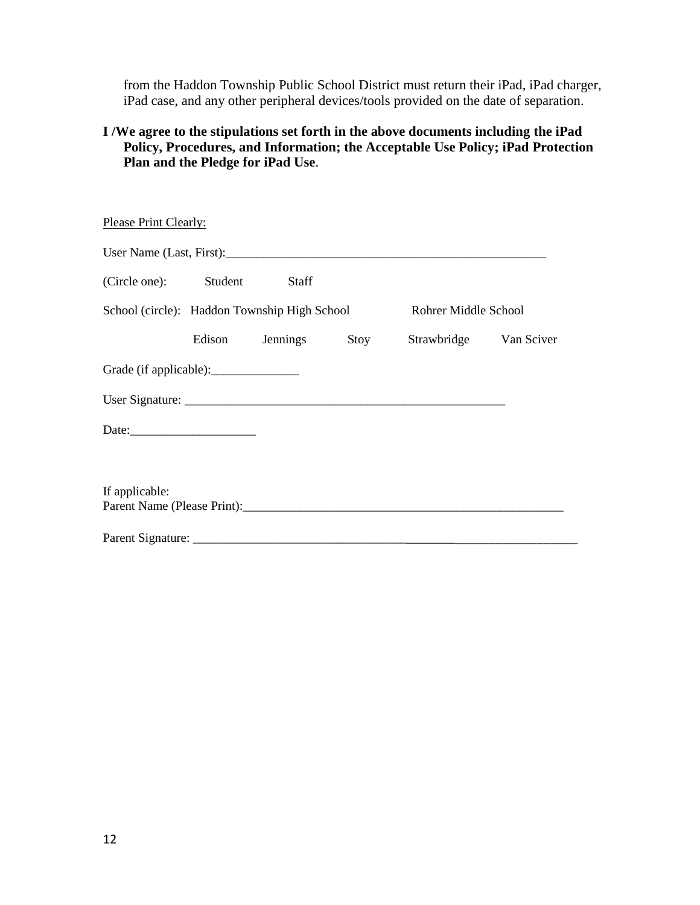from the Haddon Township Public School District must return their iPad, iPad charger, iPad case, and any other peripheral devices/tools provided on the date of separation.

**I /We agree to the stipulations set forth in the above documents including the iPad Policy, Procedures, and Information; the Acceptable Use Policy; iPad Protection Plan and the Pledge for iPad Use**.

Please Print Clearly:

User Name (Last, First):_____________________________________________________

(Circle one): Student Staff

School (circle): Haddon Township High School Rohrer Middle School

Edison Jennings Stoy Strawbridge Van Sciver

Grade (if applicable):______________

User Signature: _____________________________________________________

Date:____________________

If applicable:
Parent Name (Please Print):_____________________________________________________

Parent Signature: ___________________________________________________________